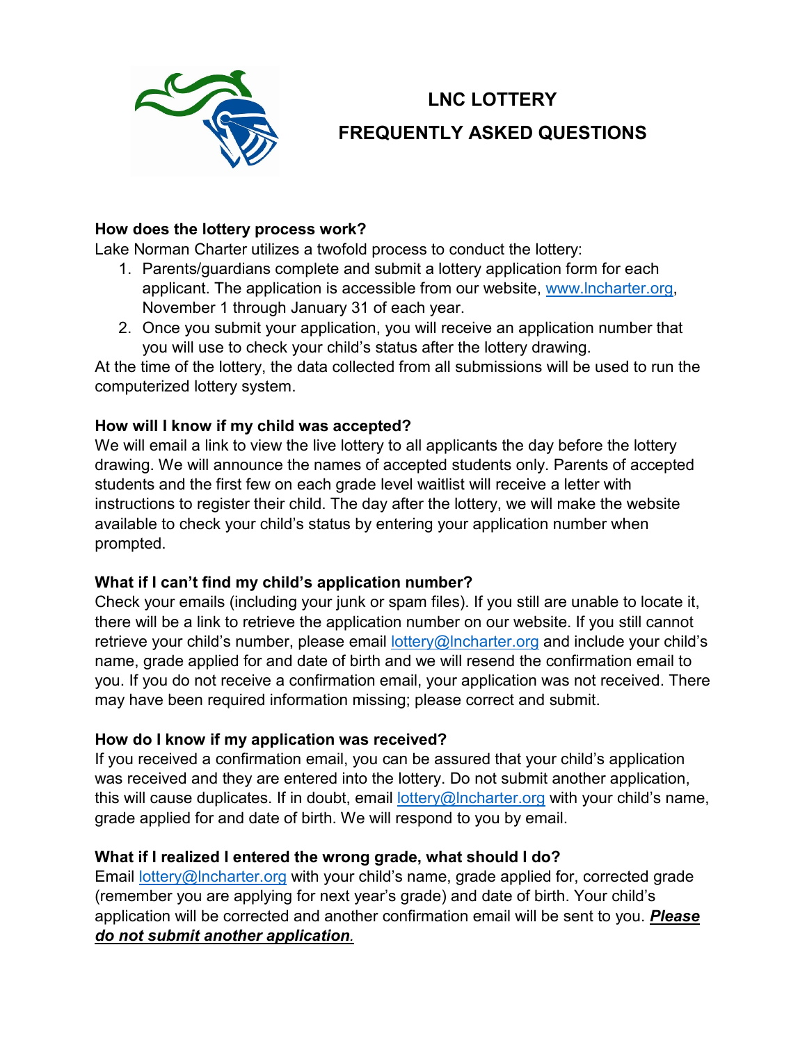# LNC LOTTERY

# FREQUENTLY ASKED QUESTIONS

**How does the lottery process work?**

Lake Norman Charter utilizes a twofold process to conduct the lottery:

1. Parents/guardians complete and submit a lottery application form for each applicant. The application is accessible from our website, www.lncharter.org, November 1 through January 31 of each year.
2. Once you submit your application, you will receive an application number that you will use to check your child's status after the lottery drawing.

At the time of the lottery, the data collected from all submissions will be used to run the computerized lottery system.

**How will I know if my child was accepted?**

We will email a link to view the live lottery to all applicants the day before the lottery drawing. We will announce the names of accepted students only. Parents of accepted students and the first few on each grade level waitlist will receive a letter with instructions to register their child. The day after the lottery, we will make the website available to check your child's status by entering your application number when prompted.

**What if I can't find my child's application number?**

Check your emails (including your junk or spam files). If you still are unable to locate it, there will be a link to retrieve the application number on our website. If you still cannot retrieve your child's number, please email lottery@lncharter.org and include your child's name, grade applied for and date of birth and we will resend the confirmation email to you. If you do not receive a confirmation email, your application was not received. There may have been required information missing; please correct and submit.

**How do I know if my application was received?**

If you received a confirmation email, you can be assured that your child's application was received and they are entered into the lottery. Do not submit another application, this will cause duplicates. If in doubt, email lottery@lncharter.org with your child's name, grade applied for and date of birth. We will respond to you by email.

**What if I realized I entered the wrong grade, what should I do?**

Email lottery@lncharter.org with your child's name, grade applied for, corrected grade (remember you are applying for next year's grade) and date of birth. Your child's application will be corrected and another confirmation email will be sent to you. ***Please do not submit another application*.**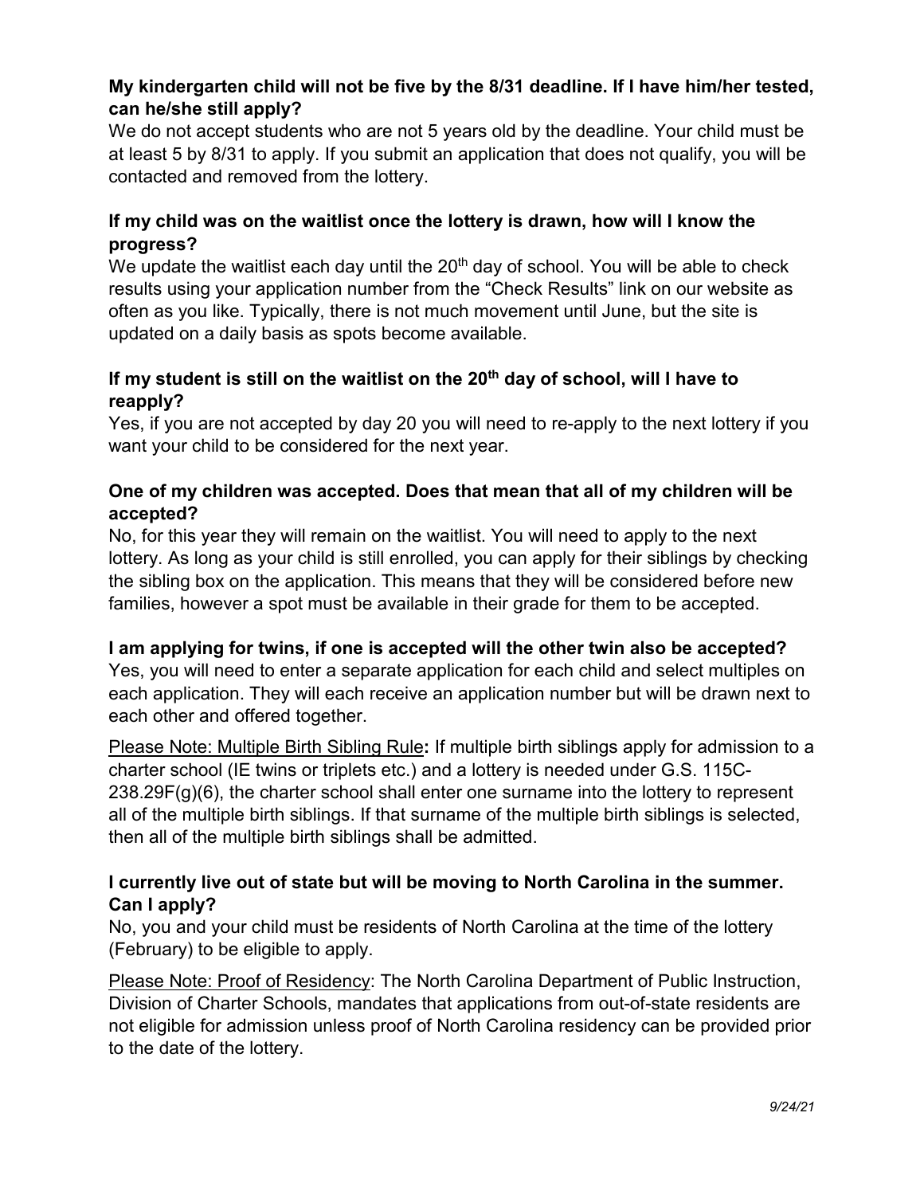**My kindergarten child will not be five by the 8/31 deadline. If I have him/her tested, can he/she still apply?**

We do not accept students who are not 5 years old by the deadline. Your child must be at least 5 by 8/31 to apply. If you submit an application that does not qualify, you will be contacted and removed from the lottery.

**If my child was on the waitlist once the lottery is drawn, how will I know the progress?**

We update the waitlist each day until the 20th day of school. You will be able to check results using your application number from the "Check Results" link on our website as often as you like. Typically, there is not much movement until June, but the site is updated on a daily basis as spots become available.

**If my student is still on the waitlist on the 20th day of school, will I have to reapply?**

Yes, if you are not accepted by day 20 you will need to re-apply to the next lottery if you want your child to be considered for the next year.

**One of my children was accepted. Does that mean that all of my children will be accepted?**

No, for this year they will remain on the waitlist. You will need to apply to the next lottery. As long as your child is still enrolled, you can apply for their siblings by checking the sibling box on the application. This means that they will be considered before new families, however a spot must be available in their grade for them to be accepted.

**I am applying for twins, if one is accepted will the other twin also be accepted?**

Yes, you will need to enter a separate application for each child and select multiples on each application. They will each receive an application number but will be drawn next to each other and offered together.

Please Note: Multiple Birth Sibling Rule**:** If multiple birth siblings apply for admission to a charter school (IE twins or triplets etc.) and a lottery is needed under G.S. 115C-238.29F(g)(6), the charter school shall enter one surname into the lottery to represent all of the multiple birth siblings. If that surname of the multiple birth siblings is selected, then all of the multiple birth siblings shall be admitted.

**I currently live out of state but will be moving to North Carolina in the summer. Can I apply?**

No, you and your child must be residents of North Carolina at the time of the lottery (February) to be eligible to apply.

Please Note: Proof of Residency: The North Carolina Department of Public Instruction, Division of Charter Schools, mandates that applications from out-of-state residents are not eligible for admission unless proof of North Carolina residency can be provided prior to the date of the lottery.

*9/24/21*